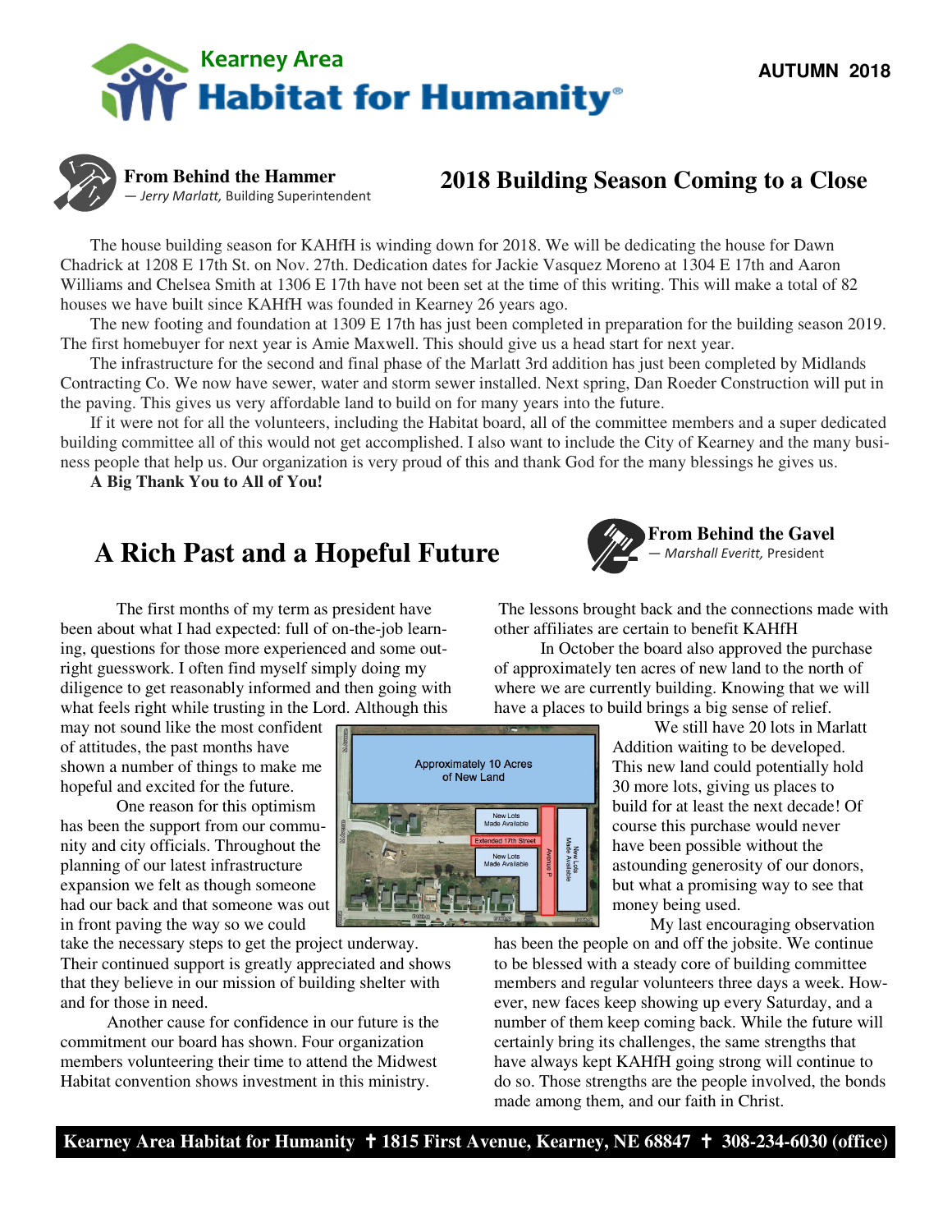# Kearney Area Habitat for Humanity

AUTUMN 2018

**From Behind the Hammer**
— *Jerry Marlatt,* Building Superintendent

## 2018 Building Season Coming to a Close

The house building season for KAHfH is winding down for 2018. We will be dedicating the house for Dawn Chadrick at 1208 E 17th St. on Nov. 27th. Dedication dates for Jackie Vasquez Moreno at 1304 E 17th and Aaron Williams and Chelsea Smith at 1306 E 17th have not been set at the time of this writing. This will make a total of 82 houses we have built since KAHfH was founded in Kearney 26 years ago.

The new footing and foundation at 1309 E 17th has just been completed in preparation for the building season 2019. The first homebuyer for next year is Amie Maxwell. This should give us a head start for next year.

The infrastructure for the second and final phase of the Marlatt 3rd addition has just been completed by Midlands Contracting Co. We now have sewer, water and storm sewer installed. Next spring, Dan Roeder Construction will put in the paving. This gives us very affordable land to build on for many years into the future.

If it were not for all the volunteers, including the Habitat board, all of the committee members and a super dedicated building committee all of this would not get accomplished. I also want to include the City of Kearney and the many business people that help us. Our organization is very proud of this and thank God for the many blessings he gives us.

**A Big Thank You to All of You!**

## A Rich Past and a Hopeful Future

**From Behind the Gavel**
— *Marshall Everitt,* President

The first months of my term as president have been about what I had expected: full of on-the-job learning, questions for those more experienced and some outright guesswork. I often find myself simply doing my diligence to get reasonably informed and then going with what feels right while trusting in the Lord. Although this may not sound like the most confident of attitudes, the past months have shown a number of things to make me hopeful and excited for the future.

One reason for this optimism has been the support from our community and city officials. Throughout the planning of our latest infrastructure expansion we felt as though someone had our back and that someone was out in front paving the way so we could take the necessary steps to get the project underway. Their continued support is greatly appreciated and shows that they believe in our mission of building shelter with and for those in need.

Another cause for confidence in our future is the commitment our board has shown. Four organization members volunteering their time to attend the Midwest Habitat convention shows investment in this ministry. The lessons brought back and the connections made with other affiliates are certain to benefit KAHfH

In October the board also approved the purchase of approximately ten acres of new land to the north of where we are currently building. Knowing that we will have a places to build brings a big sense of relief.

Approximately 10 Acres of New Land

New Lots Made Available

Extended 17th Street

New Lots Made Available

Avenue P

New Lots Made Available

We still have 20 lots in Marlatt Addition waiting to be developed. This new land could potentially hold 30 more lots, giving us places to build for at least the next decade! Of course this purchase would never have been possible without the astounding generosity of our donors, but what a promising way to see that money being used.

My last encouraging observation has been the people on and off the jobsite. We continue to be blessed with a steady core of building committee members and regular volunteers three days a week. However, new faces keep showing up every Saturday, and a number of them keep coming back. While the future will certainly bring its challenges, the same strengths that have always kept KAHfH going strong will continue to do so. Those strengths are the people involved, the bonds made among them, and our faith in Christ.

**Kearney Area Habitat for Humanity ✝ 1815 First Avenue, Kearney, NE 68847 ✝ 308-234-6030 (office)**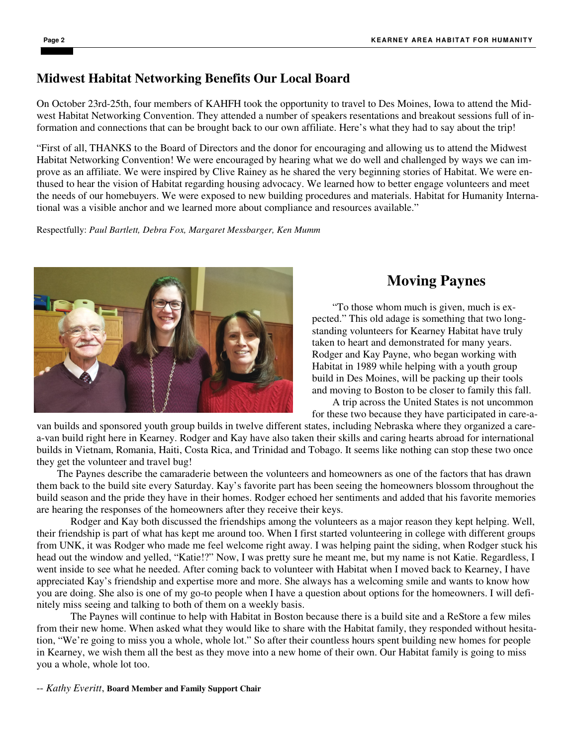## Midwest Habitat Networking Benefits Our Local Board

On October 23rd-25th, four members of KAHFH took the opportunity to travel to Des Moines, Iowa to attend the Midwest Habitat Networking Convention. They attended a number of speakers resentations and breakout sessions full of information and connections that can be brought back to our own affiliate. Here's what they had to say about the trip!

"First of all, THANKS to the Board of Directors and the donor for encouraging and allowing us to attend the Midwest Habitat Networking Convention! We were encouraged by hearing what we do well and challenged by ways we can improve as an affiliate. We were inspired by Clive Rainey as he shared the very beginning stories of Habitat. We were enthused to hear the vision of Habitat regarding housing advocacy. We learned how to better engage volunteers and meet the needs of our homebuyers. We were exposed to new building procedures and materials. Habitat for Humanity International was a visible anchor and we learned more about compliance and resources available."

Respectfully: *Paul Bartlett, Debra Fox, Margaret Messbarger, Ken Mumm*

## Moving Paynes

"To those whom much is given, much is expected." This old adage is something that two longstanding volunteers for Kearney Habitat have truly taken to heart and demonstrated for many years. Rodger and Kay Payne, who began working with Habitat in 1989 while helping with a youth group build in Des Moines, will be packing up their tools and moving to Boston to be closer to family this fall.

A trip across the United States is not uncommon for these two because they have participated in care-a-van builds and sponsored youth group builds in twelve different states, including Nebraska where they organized a care-a-van build right here in Kearney. Rodger and Kay have also taken their skills and caring hearts abroad for international builds in Vietnam, Romania, Haiti, Costa Rica, and Trinidad and Tobago. It seems like nothing can stop these two once they get the volunteer and travel bug!

The Paynes describe the camaraderie between the volunteers and homeowners as one of the factors that has drawn them back to the build site every Saturday. Kay's favorite part has been seeing the homeowners blossom throughout the build season and the pride they have in their homes. Rodger echoed her sentiments and added that his favorite memories are hearing the responses of the homeowners after they receive their keys.

Rodger and Kay both discussed the friendships among the volunteers as a major reason they kept helping. Well, their friendship is part of what has kept me around too. When I first started volunteering in college with different groups from UNK, it was Rodger who made me feel welcome right away. I was helping paint the siding, when Rodger stuck his head out the window and yelled, "Katie!?" Now, I was pretty sure he meant me, but my name is not Katie. Regardless, I went inside to see what he needed. After coming back to volunteer with Habitat when I moved back to Kearney, I have appreciated Kay's friendship and expertise more and more. She always has a welcoming smile and wants to know how you are doing. She also is one of my go-to people when I have a question about options for the homeowners. I will definitely miss seeing and talking to both of them on a weekly basis.

The Paynes will continue to help with Habitat in Boston because there is a build site and a ReStore a few miles from their new home. When asked what they would like to share with the Habitat family, they responded without hesitation, "We're going to miss you a whole, whole lot." So after their countless hours spent building new homes for people in Kearney, we wish them all the best as they move into a new home of their own. Our Habitat family is going to miss you a whole, whole lot too.

-- *Kathy Everitt*, **Board Member and Family Support Chair**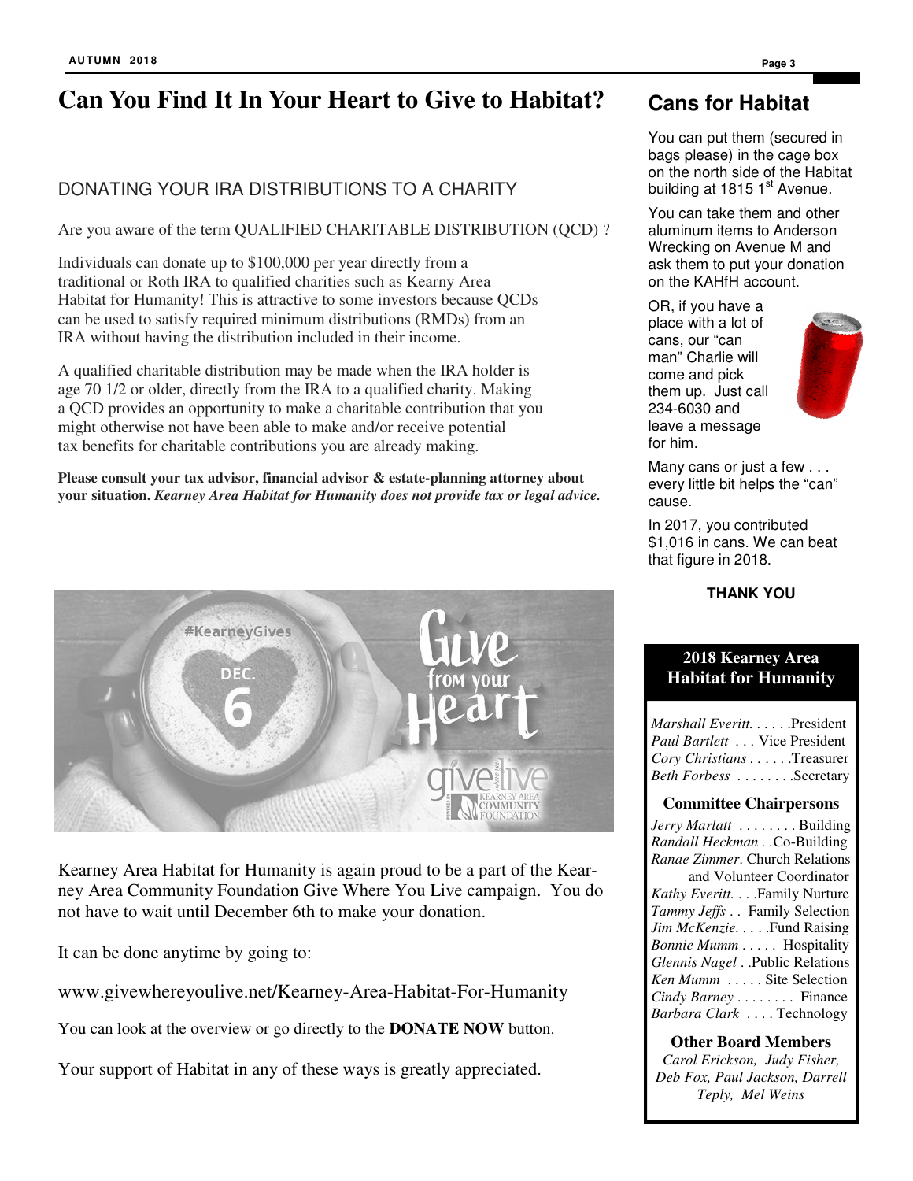# Can You Find It In Your Heart to Give to Habitat?

## DONATING YOUR IRA DISTRIBUTIONS TO A CHARITY

Are you aware of the term QUALIFIED CHARITABLE DISTRIBUTION (QCD) ?

Individuals can donate up to $100,000 per year directly from a traditional or Roth IRA to qualified charities such as Kearny Area Habitat for Humanity! This is attractive to some investors because QCDs can be used to satisfy required minimum distributions (RMDs) from an IRA without having the distribution included in their income.

A qualified charitable distribution may be made when the IRA holder is age 70 1/2 or older, directly from the IRA to a qualified charity. Making a QCD provides an opportunity to make a charitable contribution that you might otherwise not have been able to make and/or receive potential tax benefits for charitable contributions you are already making.

**Please consult your tax advisor, financial advisor & estate-planning attorney about your situation. *Kearney Area Habitat for Humanity does not provide tax or legal advice.***

Kearney Area Habitat for Humanity is again proud to be a part of the Kearney Area Community Foundation Give Where You Live campaign. You do not have to wait until December 6th to make your donation.

It can be done anytime by going to:

www.givewhereyoulive.net/Kearney-Area-Habitat-For-Humanity

You can look at the overview or go directly to the **DONATE NOW** button.

Your support of Habitat in any of these ways is greatly appreciated.

## Cans for Habitat

You can put them (secured in bags please) in the cage box on the north side of the Habitat building at 1815 1st Avenue.

You can take them and other aluminum items to Anderson Wrecking on Avenue M and ask them to put your donation on the KAHfH account.

OR, if you have a place with a lot of cans, our "can man" Charlie will come and pick them up. Just call 234-6030 and leave a message for him.

Many cans or just a few . . . every little bit helps the "can" cause.

In 2017, you contributed $1,016 in cans. We can beat that figure in 2018.

**THANK YOU**

### 2018 Kearney Area Habitat for Humanity

*Marshall Everitt*. . . . . .President
*Paul Bartlett* . . . Vice President
*Cory Christians* . . . . . .Treasurer
*Beth Forbess* . . . . . . . .Secretary

**Committee Chairpersons**

*Jerry Marlatt* . . . . . . . . Building
*Randall Heckman* . . Co-Building
*Ranae Zimmer*. Church Relations and Volunteer Coordinator
*Kathy Everitt*. . . .Family Nurture
*Tammy Jeffs* . . Family Selection
*Jim McKenzie*. . . . .Fund Raising
*Bonnie Mumm* . . . . . Hospitality
*Glennis Nagel* . . .Public Relations
*Ken Mumm* . . . . . Site Selection
*Cindy Barney* . . . . . . . . Finance
*Barbara Clark* . . . . Technology

**Other Board Members**

*Carol Erickson, Judy Fisher, Deb Fox, Paul Jackson, Darrell Teply, Mel Weins*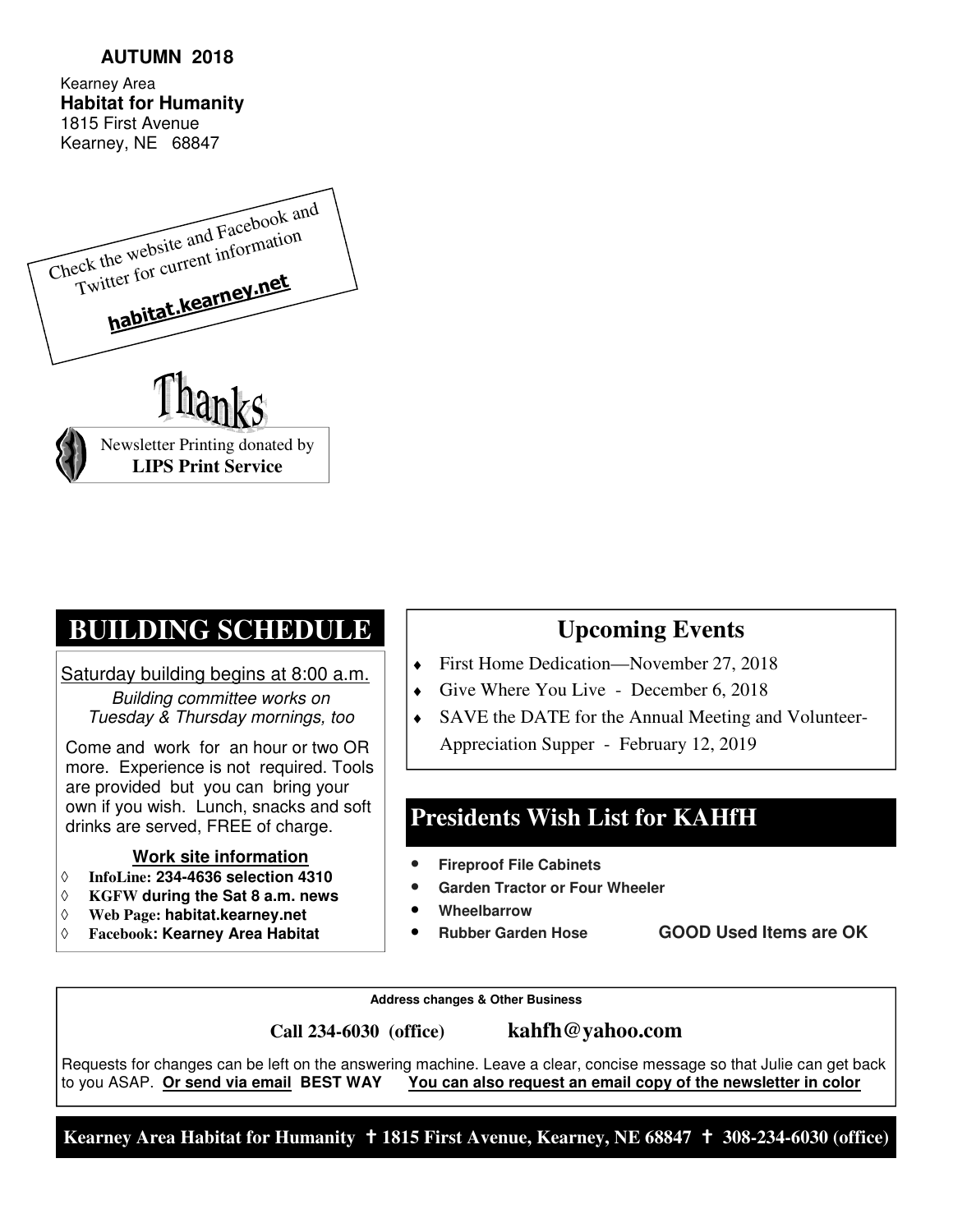**AUTUMN 2018**

Kearney Area
**Habitat for Humanity**
1815 First Avenue
Kearney, NE 68847

Check the website and Facebook and Twitter for current information

**habitat.kearney.net**

Thanks

Newsletter Printing donated by
**LIPS Print Service**

# BUILDING SCHEDULE

Saturday building begins at 8:00 a.m.

*Building committee works on Tuesday & Thursday mornings, too*

Come and work for an hour or two OR more. Experience is not required. Tools are provided but you can bring your own if you wish. Lunch, snacks and soft drinks are served, FREE of charge.

**Work site information**

- **InfoLine: 234-4636 selection 4310**
- **KGFW during the Sat 8 a.m. news**
- **Web Page: habitat.kearney.net**
- **Facebook: Kearney Area Habitat**

## Upcoming Events

- First Home Dedication—November 27, 2018
- Give Where You Live - December 6, 2018
- SAVE the DATE for the Annual Meeting and Volunteer-Appreciation Supper - February 12, 2019

## Presidents Wish List for KAHfH

- **Fireproof File Cabinets**
- **Garden Tractor or Four Wheeler**
- **Wheelbarrow**
- **Rubber Garden Hose**

**GOOD Used Items are OK**

**Address changes & Other Business**

**Call 234-6030 (office)** **kahfh@yahoo.com**

Requests for changes can be left on the answering machine. Leave a clear, concise message so that Julie can get back to you ASAP. **Or send via email BEST WAY** **You can also request an email copy of the newsletter in color**

**Kearney Area Habitat for Humanity ✝ 1815 First Avenue, Kearney, NE 68847 ✝ 308-234-6030 (office)**